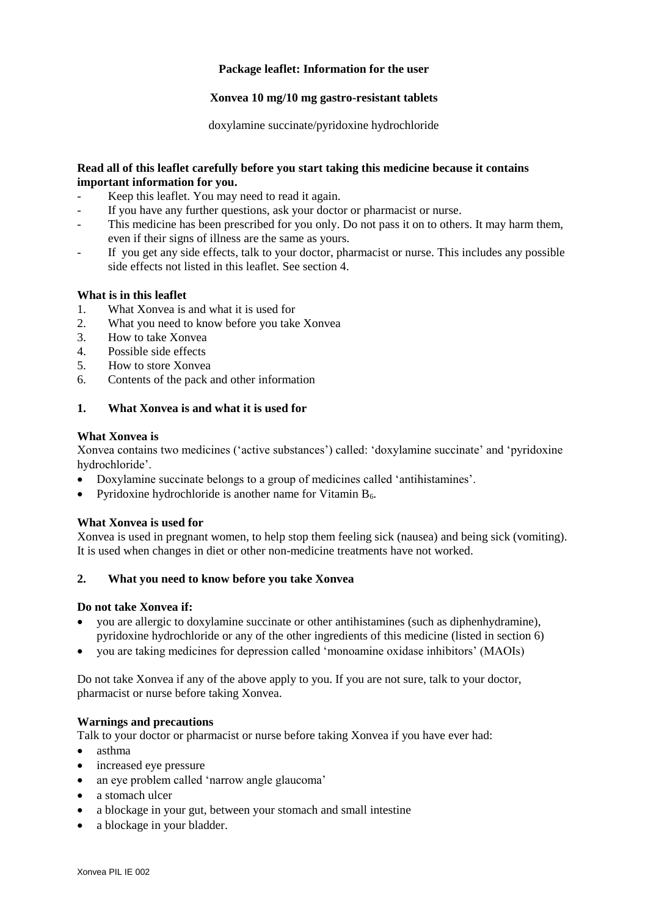**Package leaflet: Information for the user**

**Xonvea 10 mg/10 mg gastro-resistant tablets**

doxylamine succinate/pyridoxine hydrochloride

**Read all of this leaflet carefully before you start taking this medicine because it contains important information for you.**

- Keep this leaflet. You may need to read it again.
- If you have any further questions, ask your doctor or pharmacist or nurse.
- This medicine has been prescribed for you only. Do not pass it on to others. It may harm them, even if their signs of illness are the same as yours.
- If you get any side effects, talk to your doctor, pharmacist or nurse. This includes any possible side effects not listed in this leaflet. See section 4.

**What is in this leaflet**

1. What Xonvea is and what it is used for
2. What you need to know before you take Xonvea
3. How to take Xonvea
4. Possible side effects
5. How to store Xonvea
6. Contents of the pack and other information

## 1. What Xonvea is and what it is used for

**What Xonvea is**

Xonvea contains two medicines ('active substances') called: 'doxylamine succinate' and 'pyridoxine hydrochloride'.

- Doxylamine succinate belongs to a group of medicines called 'antihistamines'.
- Pyridoxine hydrochloride is another name for Vitamin $B_6$.

**What Xonvea is used for**

Xonvea is used in pregnant women, to help stop them feeling sick (nausea) and being sick (vomiting). It is used when changes in diet or other non-medicine treatments have not worked.

## 2. What you need to know before you take Xonvea

**Do not take Xonvea if:**

- you are allergic to doxylamine succinate or other antihistamines (such as diphenhydramine), pyridoxine hydrochloride or any of the other ingredients of this medicine (listed in section 6)
- you are taking medicines for depression called 'monoamine oxidase inhibitors' (MAOIs)

Do not take Xonvea if any of the above apply to you. If you are not sure, talk to your doctor, pharmacist or nurse before taking Xonvea.

**Warnings and precautions**

Talk to your doctor or pharmacist or nurse before taking Xonvea if you have ever had:

- asthma
- increased eye pressure
- an eye problem called 'narrow angle glaucoma'
- a stomach ulcer
- a blockage in your gut, between your stomach and small intestine
- a blockage in your bladder.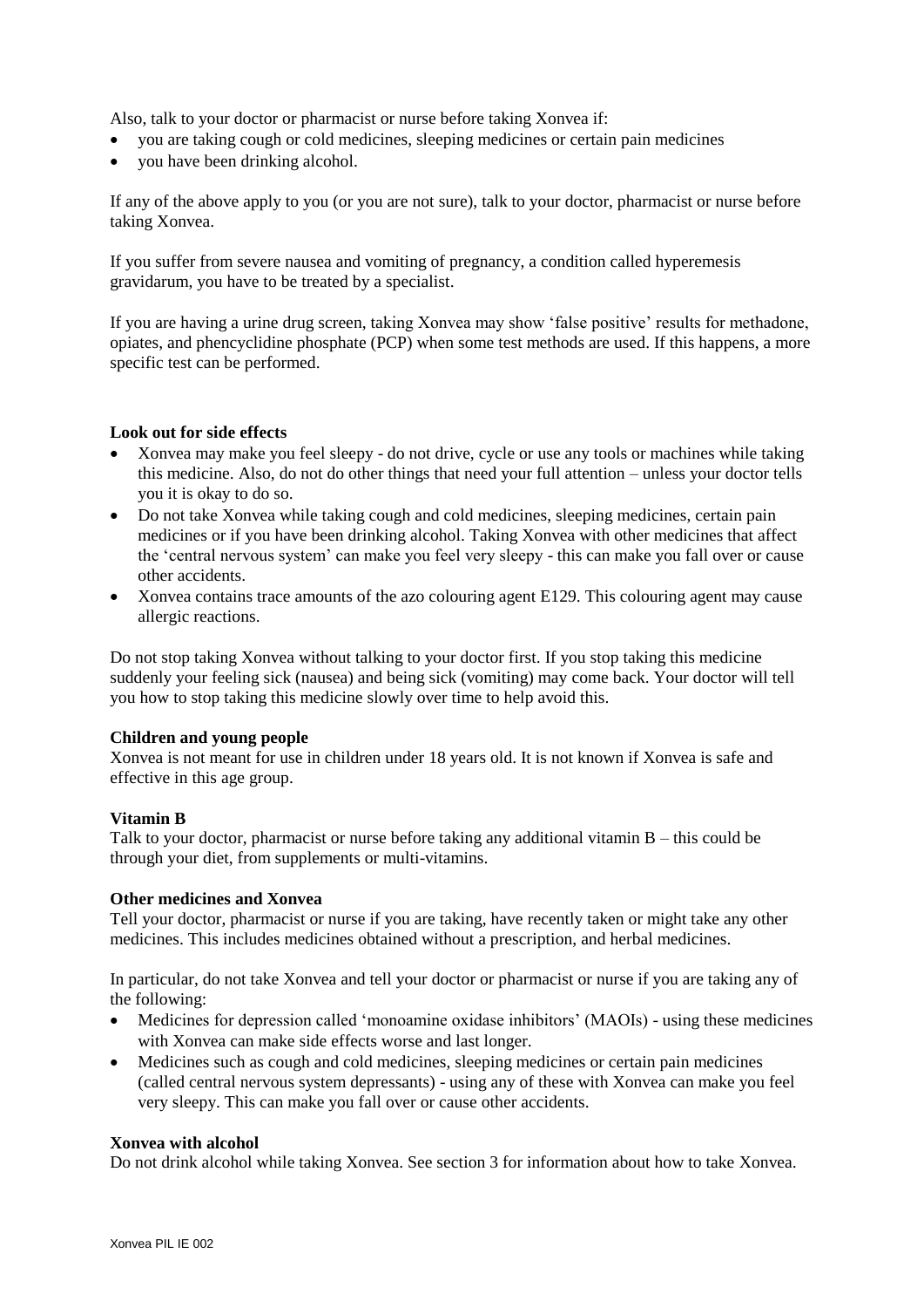Also, talk to your doctor or pharmacist or nurse before taking Xonvea if:

- you are taking cough or cold medicines, sleeping medicines or certain pain medicines
- you have been drinking alcohol.

If any of the above apply to you (or you are not sure), talk to your doctor, pharmacist or nurse before taking Xonvea.

If you suffer from severe nausea and vomiting of pregnancy, a condition called hyperemesis gravidarum, you have to be treated by a specialist.

If you are having a urine drug screen, taking Xonvea may show 'false positive' results for methadone, opiates, and phencyclidine phosphate (PCP) when some test methods are used. If this happens, a more specific test can be performed.

**Look out for side effects**

- Xonvea may make you feel sleepy - do not drive, cycle or use any tools or machines while taking this medicine. Also, do not do other things that need your full attention – unless your doctor tells you it is okay to do so.
- Do not take Xonvea while taking cough and cold medicines, sleeping medicines, certain pain medicines or if you have been drinking alcohol. Taking Xonvea with other medicines that affect the 'central nervous system' can make you feel very sleepy - this can make you fall over or cause other accidents.
- Xonvea contains trace amounts of the azo colouring agent E129. This colouring agent may cause allergic reactions.

Do not stop taking Xonvea without talking to your doctor first. If you stop taking this medicine suddenly your feeling sick (nausea) and being sick (vomiting) may come back. Your doctor will tell you how to stop taking this medicine slowly over time to help avoid this.

**Children and young people**

Xonvea is not meant for use in children under 18 years old. It is not known if Xonvea is safe and effective in this age group.

**Vitamin B**

Talk to your doctor, pharmacist or nurse before taking any additional vitamin B – this could be through your diet, from supplements or multi-vitamins.

**Other medicines and Xonvea**

Tell your doctor, pharmacist or nurse if you are taking, have recently taken or might take any other medicines. This includes medicines obtained without a prescription, and herbal medicines.

In particular, do not take Xonvea and tell your doctor or pharmacist or nurse if you are taking any of the following:

- Medicines for depression called 'monoamine oxidase inhibitors' (MAOIs) - using these medicines with Xonvea can make side effects worse and last longer.
- Medicines such as cough and cold medicines, sleeping medicines or certain pain medicines (called central nervous system depressants) - using any of these with Xonvea can make you feel very sleepy. This can make you fall over or cause other accidents.

**Xonvea with alcohol**

Do not drink alcohol while taking Xonvea. See section 3 for information about how to take Xonvea.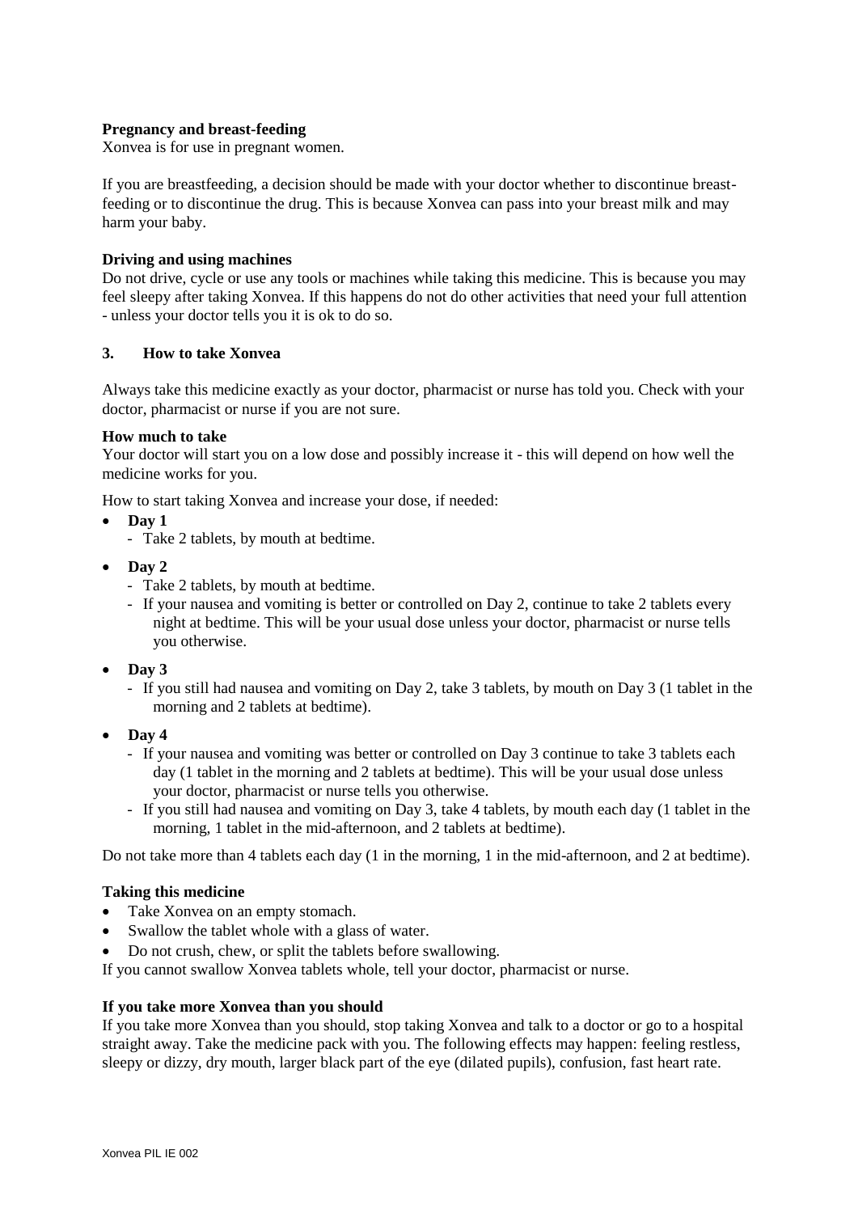**Pregnancy and breast-feeding**
Xonvea is for use in pregnant women.

If you are breastfeeding, a decision should be made with your doctor whether to discontinue breast-feeding or to discontinue the drug. This is because Xonvea can pass into your breast milk and may harm your baby.

**Driving and using machines**
Do not drive, cycle or use any tools or machines while taking this medicine. This is because you may feel sleepy after taking Xonvea. If this happens do not do other activities that need your full attention - unless your doctor tells you it is ok to do so.

## 3. How to take Xonvea

Always take this medicine exactly as your doctor, pharmacist or nurse has told you. Check with your doctor, pharmacist or nurse if you are not sure.

**How much to take**
Your doctor will start you on a low dose and possibly increase it - this will depend on how well the medicine works for you.

How to start taking Xonvea and increase your dose, if needed:

- **Day 1**
  - Take 2 tablets, by mouth at bedtime.
- **Day 2**
  - Take 2 tablets, by mouth at bedtime.
  - If your nausea and vomiting is better or controlled on Day 2, continue to take 2 tablets every night at bedtime. This will be your usual dose unless your doctor, pharmacist or nurse tells you otherwise.
- **Day 3**
  - If you still had nausea and vomiting on Day 2, take 3 tablets, by mouth on Day 3 (1 tablet in the morning and 2 tablets at bedtime).
- **Day 4**
  - If your nausea and vomiting was better or controlled on Day 3 continue to take 3 tablets each day (1 tablet in the morning and 2 tablets at bedtime). This will be your usual dose unless your doctor, pharmacist or nurse tells you otherwise.
  - If you still had nausea and vomiting on Day 3, take 4 tablets, by mouth each day (1 tablet in the morning, 1 tablet in the mid-afternoon, and 2 tablets at bedtime).

Do not take more than 4 tablets each day (1 in the morning, 1 in the mid-afternoon, and 2 at bedtime).

**Taking this medicine**
- Take Xonvea on an empty stomach.
- Swallow the tablet whole with a glass of water.
- Do not crush, chew, or split the tablets before swallowing.

If you cannot swallow Xonvea tablets whole, tell your doctor, pharmacist or nurse.

**If you take more Xonvea than you should**
If you take more Xonvea than you should, stop taking Xonvea and talk to a doctor or go to a hospital straight away. Take the medicine pack with you. The following effects may happen: feeling restless, sleepy or dizzy, dry mouth, larger black part of the eye (dilated pupils), confusion, fast heart rate.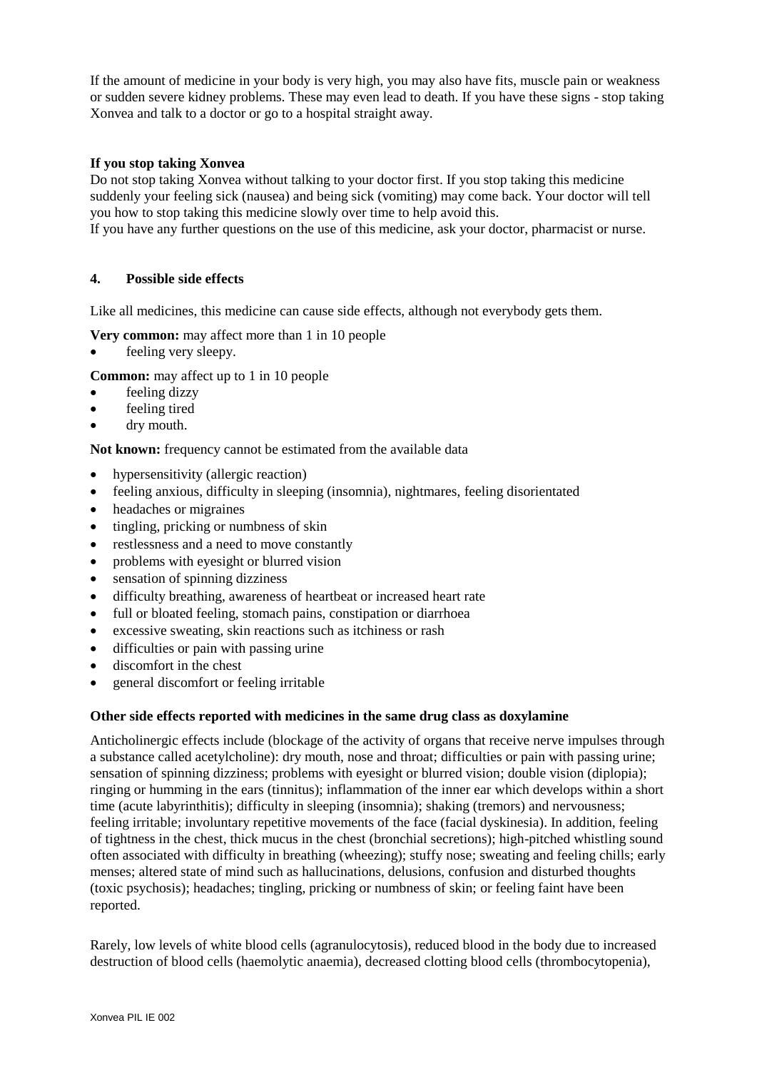If the amount of medicine in your body is very high, you may also have fits, muscle pain or weakness or sudden severe kidney problems. These may even lead to death. If you have these signs - stop taking Xonvea and talk to a doctor or go to a hospital straight away.

**If you stop taking Xonvea**

Do not stop taking Xonvea without talking to your doctor first. If you stop taking this medicine suddenly your feeling sick (nausea) and being sick (vomiting) may come back. Your doctor will tell you how to stop taking this medicine slowly over time to help avoid this.

If you have any further questions on the use of this medicine, ask your doctor, pharmacist or nurse.

## 4. Possible side effects

Like all medicines, this medicine can cause side effects, although not everybody gets them.

**Very common:** may affect more than 1 in 10 people

- feeling very sleepy.

**Common:** may affect up to 1 in 10 people

- feeling dizzy
- feeling tired
- dry mouth.

**Not known:** frequency cannot be estimated from the available data

- hypersensitivity (allergic reaction)
- feeling anxious, difficulty in sleeping (insomnia), nightmares, feeling disorientated
- headaches or migraines
- tingling, pricking or numbness of skin
- restlessness and a need to move constantly
- problems with eyesight or blurred vision
- sensation of spinning dizziness
- difficulty breathing, awareness of heartbeat or increased heart rate
- full or bloated feeling, stomach pains, constipation or diarrhoea
- excessive sweating, skin reactions such as itchiness or rash
- difficulties or pain with passing urine
- discomfort in the chest
- general discomfort or feeling irritable

**Other side effects reported with medicines in the same drug class as doxylamine**

Anticholinergic effects include (blockage of the activity of organs that receive nerve impulses through a substance called acetylcholine): dry mouth, nose and throat; difficulties or pain with passing urine; sensation of spinning dizziness; problems with eyesight or blurred vision; double vision (diplopia); ringing or humming in the ears (tinnitus); inflammation of the inner ear which develops within a short time (acute labyrinthitis); difficulty in sleeping (insomnia); shaking (tremors) and nervousness; feeling irritable; involuntary repetitive movements of the face (facial dyskinesia). In addition, feeling of tightness in the chest, thick mucus in the chest (bronchial secretions); high-pitched whistling sound often associated with difficulty in breathing (wheezing); stuffy nose; sweating and feeling chills; early menses; altered state of mind such as hallucinations, delusions, confusion and disturbed thoughts (toxic psychosis); headaches; tingling, pricking or numbness of skin; or feeling faint have been reported.

Rarely, low levels of white blood cells (agranulocytosis), reduced blood in the body due to increased destruction of blood cells (haemolytic anaemia), decreased clotting blood cells (thrombocytopenia),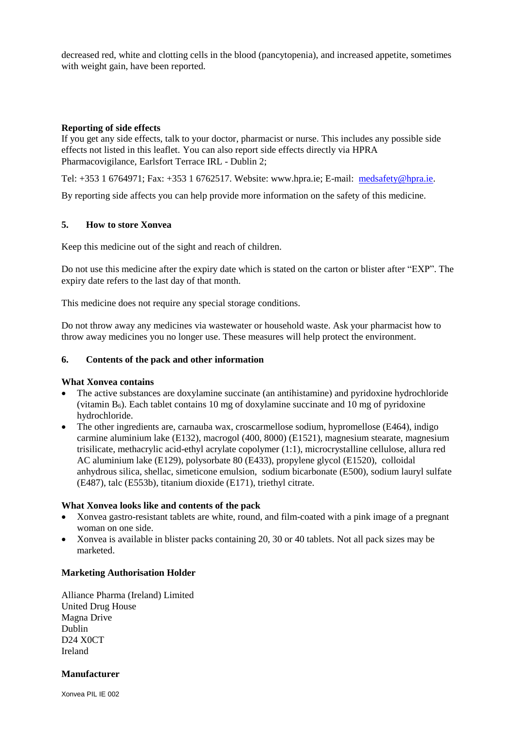decreased red, white and clotting cells in the blood (pancytopenia), and increased appetite, sometimes with weight gain, have been reported.

**Reporting of side effects**

If you get any side effects, talk to your doctor, pharmacist or nurse. This includes any possible side effects not listed in this leaflet. You can also report side effects directly via HPRA Pharmacovigilance, Earlsfort Terrace IRL - Dublin 2;

Tel: +353 1 6764971; Fax: +353 1 6762517. Website: www.hpra.ie; E-mail: medsafety@hpra.ie.

By reporting side affects you can help provide more information on the safety of this medicine.

## 5. How to store Xonvea

Keep this medicine out of the sight and reach of children.

Do not use this medicine after the expiry date which is stated on the carton or blister after "EXP". The expiry date refers to the last day of that month.

This medicine does not require any special storage conditions.

Do not throw away any medicines via wastewater or household waste. Ask your pharmacist how to throw away medicines you no longer use. These measures will help protect the environment.

## 6. Contents of the pack and other information

**What Xonvea contains**

- The active substances are doxylamine succinate (an antihistamine) and pyridoxine hydrochloride (vitamin $B_6$). Each tablet contains 10 mg of doxylamine succinate and 10 mg of pyridoxine hydrochloride.
- The other ingredients are, carnauba wax, croscarmellose sodium, hypromellose (E464), indigo carmine aluminium lake (E132), macrogol (400, 8000) (E1521), magnesium stearate, magnesium trisilicate, methacrylic acid-ethyl acrylate copolymer (1:1), microcrystalline cellulose, allura red AC aluminium lake (E129), polysorbate 80 (E433), propylene glycol (E1520), colloidal anhydrous silica, shellac, simeticone emulsion, sodium bicarbonate (E500), sodium lauryl sulfate (E487), talc (E553b), titanium dioxide (E171), triethyl citrate.

**What Xonvea looks like and contents of the pack**

- Xonvea gastro-resistant tablets are white, round, and film-coated with a pink image of a pregnant woman on one side.
- Xonvea is available in blister packs containing 20, 30 or 40 tablets. Not all pack sizes may be marketed.

**Marketing Authorisation Holder**

Alliance Pharma (Ireland) Limited
United Drug House
Magna Drive
Dublin
D24 X0CT
Ireland

**Manufacturer**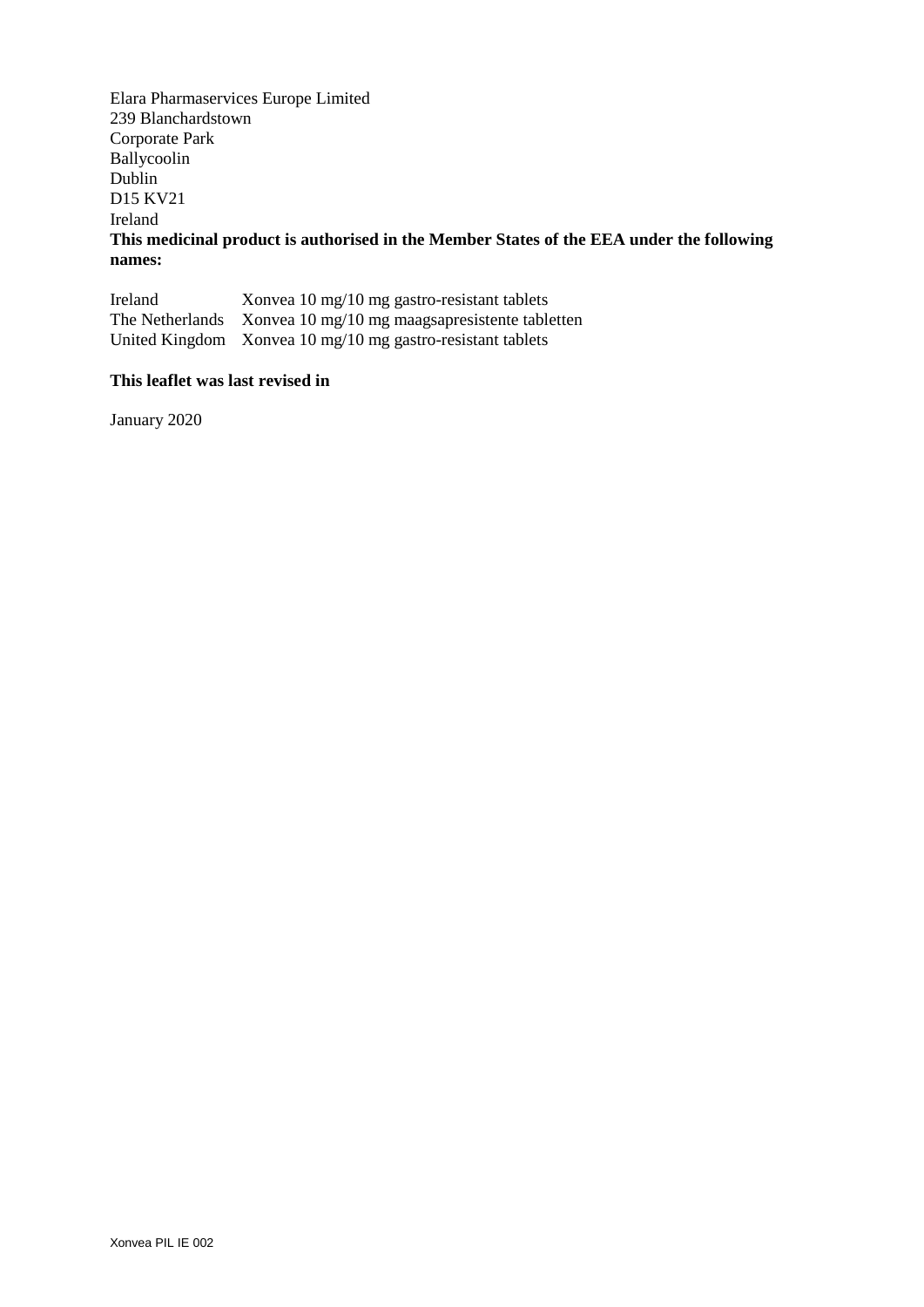Elara Pharmaservices Europe Limited
239 Blanchardstown
Corporate Park
Ballycoolin
Dublin
D15 KV21
Ireland

**This medicinal product is authorised in the Member States of the EEA under the following names:**

| | |
|---|---|
| Ireland | Xonvea 10 mg/10 mg gastro-resistant tablets |
| The Netherlands | Xonvea 10 mg/10 mg maagsapresistente tabletten |
| United Kingdom | Xonvea 10 mg/10 mg gastro-resistant tablets |

**This leaflet was last revised in**

January 2020

Xonvea PIL IE 002